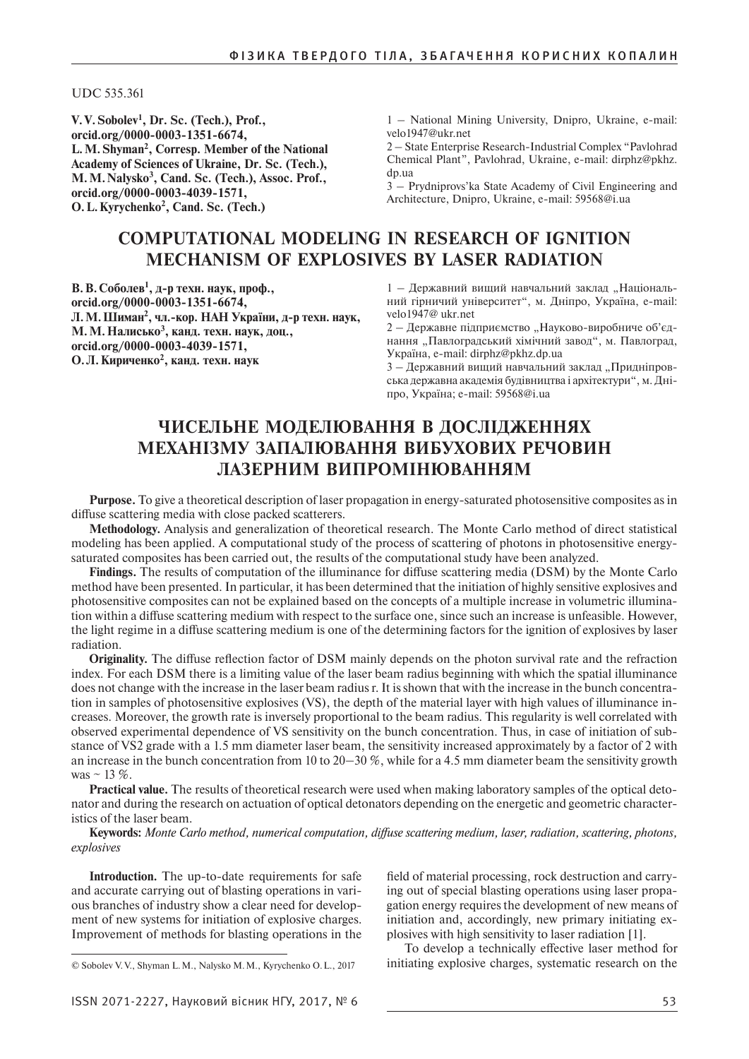UDC 535.361

**V. V. Sobolev[1], Dr. Sc. (Tech.), Prof., orcid.org/0000-0003-1351-6674, L. M. Shyman[2], Corresp. Member of the National Academy of Sciences of Ukraine, Dr. Sc. (Tech.), M. M. Nalysko[3], Cand. Sc. (Tech.), Assoc. Prof., orcid.org/0000-0003-4039-1571, O. L. Kyrychenko[2], Cand. Sc. (Tech.)**

1 – National Mining University, Dnipro, Ukraine, e-mail: velo1947@ukr.net
2 – State Enterprise Research-Industrial Complex "Pavlohrad Chemical Plant", Pavlohrad, Ukraine, e-mail: dirphz@pkhz.dp.ua
3 – Prydniprovs'ka State Academy of Civil Engineering and Architecture, Dnipro, Ukraine, e-mail: 59568@i.ua

# COMPUTATIONAL MODELING IN RESEARCH OF IGNITION MECHANISM OF EXPLOSIVES BY LASER RADIATION

**В. В. Соболев[1], д-р техн. наук, проф., orcid.org/0000-0003-1351-6674, Л. М. Шиман[2], чл.-кор. НАН України, д-р техн. наук, М. М. Налисько[3], канд. техн. наук, доц., orcid.org/0000-0003-4039-1571, О. Л. Кириченко[2], канд. техн. наук**

1 – Державний вищий навчальний заклад „Національний гірничий університет", м. Дніпро, Україна, e-mail: velo1947@ ukr.net
2 – Державне підприємство „Науково-виробниче об'єднання „Павлоградський хімічний завод", м. Павлоград, Україна, e-mail: dirphz@pkhz.dp.ua
3 – Державний вищий навчальний заклад „Придніпровська державна академія будівництва і архітектури", м. Дніпро, Україна; e-mail: 59568@i.ua

# ЧИСЕЛЬНЕ МОДЕЛЮВАННЯ В ДОСЛІДЖЕННЯХ МЕХАНІЗМУ ЗАПАЛЮВАННЯ ВИБУХОВИХ РЕЧОВИН ЛАЗЕРНИМ ВИПРОМІНЮВАННЯМ

**Purpose.** To give a theoretical description of laser propagation in energy-saturated photosensitive composites as in diffuse scattering media with close packed scatterers.

**Methodology.** Analysis and generalization of theoretical research. The Monte Carlo method of direct statistical modeling has been applied. A computational study of the process of scattering of photons in photosensitive energy-saturated composites has been carried out, the results of the computational study have been analyzed.

**Findings.** The results of computation of the illuminance for diffuse scattering media (DSM) by the Monte Carlo method have been presented. In particular, it has been determined that the initiation of highly sensitive explosives and photosensitive composites can not be explained based on the concepts of a multiple increase in volumetric illumination within a diffuse scattering medium with respect to the surface one, since such an increase is unfeasible. However, the light regime in a diffuse scattering medium is one of the determining factors for the ignition of explosives by laser radiation.

**Originality.** The diffuse reflection factor of DSM mainly depends on the photon survival rate and the refraction index. For each DSM there is a limiting value of the laser beam radius beginning with which the spatial illuminance does not change with the increase in the laser beam radius r. It is shown that with the increase in the bunch concentration in samples of photosensitive explosives (VS), the depth of the material layer with high values of illuminance increases. Moreover, the growth rate is inversely proportional to the beam radius. This regularity is well correlated with observed experimental dependence of VS sensitivity on the bunch concentration. Thus, in case of initiation of substance of VS2 grade with a 1.5 mm diameter laser beam, the sensitivity increased approximately by a factor of 2 with an increase in the bunch concentration from 10 to 20–30 %, while for a 4.5 mm diameter beam the sensitivity growth was ~ 13 %.

**Practical value.** The results of theoretical research were used when making laboratory samples of the optical detonator and during the research on actuation of optical detonators depending on the energetic and geometric characteristics of the laser beam.

**Keywords:** *Monte Carlo method, numerical computation, diffuse scattering medium, laser, radiation, scattering, photons, explosives*

**Introduction.** The up-to-date requirements for safe and accurate carrying out of blasting operations in various branches of industry show a clear need for development of new systems for initiation of explosive charges. Improvement of methods for blasting operations in the field of material processing, rock destruction and carrying out of special blasting operations using laser propagation energy requires the development of new means of initiation and, accordingly, new primary initiating explosives with high sensitivity to laser radiation [1].

To develop a technically effective laser method for initiating explosive charges, systematic research on the

© Sobolev V. V., Shyman L. M., Nalysko M. M., Kyrychenko O. L., 2017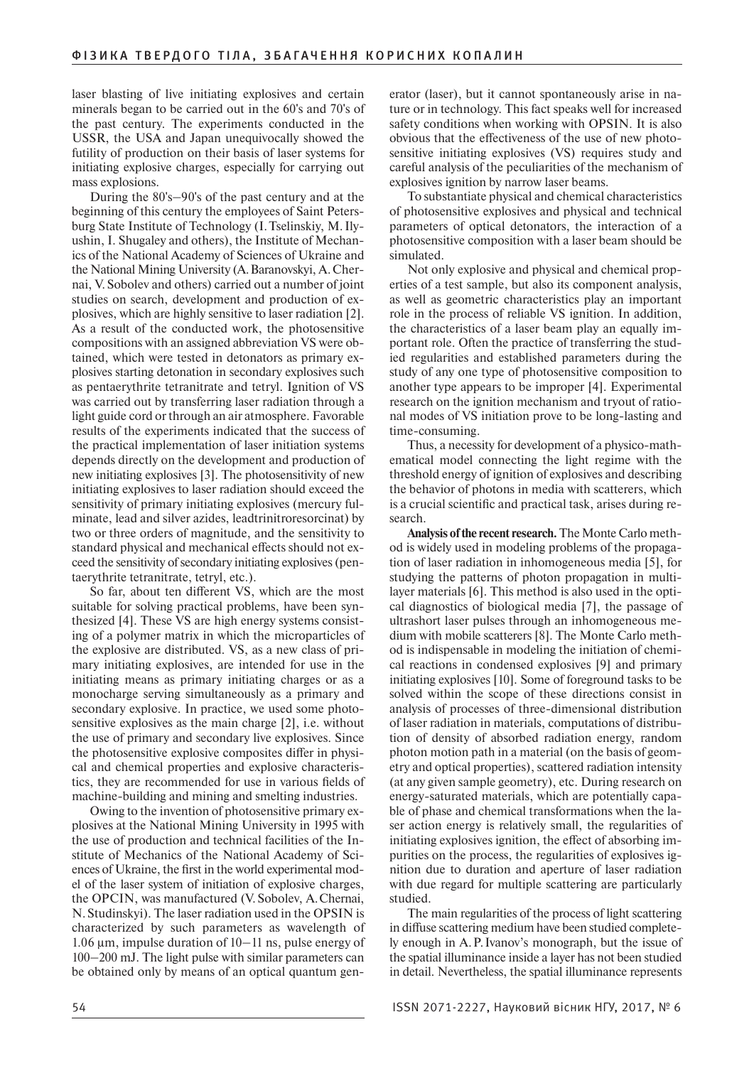laser blasting of live initiating explosives and certain minerals began to be carried out in the 60's and 70's of the past century. The experiments conducted in the USSR, the USA and Japan unequivocally showed the futility of production on their basis of laser systems for initiating explosive charges, especially for carrying out mass explosions.

During the 80's–90's of the past century and at the beginning of this century the employees of Saint Petersburg State Institute of Technology (I. Tselinskiy, M. Ilyushin, I. Shugaley and others), the Institute of Mechanics of the National Academy of Sciences of Ukraine and the National Mining University (A. Baranovskyi, A. Chernai, V. Sobolev and others) carried out a number of joint studies on search, development and production of explosives, which are highly sensitive to laser radiation [2]. As a result of the conducted work, the photosensitive compositions with an assigned abbreviation VS were obtained, which were tested in detonators as primary explosives starting detonation in secondary explosives such as pentaerythrite tetranitrate and tetryl. Ignition of VS was carried out by transferring laser radiation through a light guide cord or through an air atmosphere. Favorable results of the experiments indicated that the success of the practical implementation of laser initiation systems depends directly on the development and production of new initiating explosives [3]. The photosensitivity of new initiating explosives to laser radiation should exceed the sensitivity of primary initiating explosives (mercury fulminate, lead and silver azides, leadtrinitroresorcinat) by two or three orders of magnitude, and the sensitivity to standard physical and mechanical effects should not exceed the sensitivity of secondary initiating explosives (pentaerythrite tetranitrate, tetryl, etc.).

So far, about ten different VS, which are the most suitable for solving practical problems, have been synthesized [4]. These VS are high energy systems consisting of a polymer matrix in which the microparticles of the explosive are distributed. VS, as a new class of primary initiating explosives, are intended for use in the initiating means as primary initiating charges or as a monocharge serving simultaneously as a primary and secondary explosive. In practice, we used some photosensitive explosives as the main charge [2], i.e. without the use of primary and secondary live explosives. Since the photosensitive explosive composites differ in physical and chemical properties and explosive characteristics, they are recommended for use in various fields of machine-building and mining and smelting industries.

Owing to the invention of photosensitive primary explosives at the National Mining University in 1995 with the use of production and technical facilities of the Institute of Mechanics of the National Academy of Sciences of Ukraine, the first in the world experimental model of the laser system of initiation of explosive charges, the OPCIN, was manufactured (V. Sobolev, A. Chernai, N. Studinskyi). The laser radiation used in the OPSIN is characterized by such parameters as wavelength of 1.06 μm, impulse duration of 10–11 ns, pulse energy of 100–200 mJ. The light pulse with similar parameters can be obtained only by means of an optical quantum generator (laser), but it cannot spontaneously arise in nature or in technology. This fact speaks well for increased safety conditions when working with OPSIN. It is also obvious that the effectiveness of the use of new photosensitive initiating explosives (VS) requires study and careful analysis of the peculiarities of the mechanism of explosives ignition by narrow laser beams.

To substantiate physical and chemical characteristics of photosensitive explosives and physical and technical parameters of optical detonators, the interaction of a photosensitive composition with a laser beam should be simulated.

Not only explosive and physical and chemical properties of a test sample, but also its component analysis, as well as geometric characteristics play an important role in the process of reliable VS ignition. In addition, the characteristics of a laser beam play an equally important role. Often the practice of transferring the studied regularities and established parameters during the study of any one type of photosensitive composition to another type appears to be improper [4]. Experimental research on the ignition mechanism and tryout of rational modes of VS initiation prove to be long-lasting and time-consuming.

Thus, a necessity for development of a physico-mathematical model connecting the light regime with the threshold energy of ignition of explosives and describing the behavior of photons in media with scatterers, which is a crucial scientific and practical task, arises during research.

**Analysis of the recent research.** The Monte Carlo method is widely used in modeling problems of the propagation of laser radiation in inhomogeneous media [5], for studying the patterns of photon propagation in multilayer materials [6]. This method is also used in the optical diagnostics of biological media [7], the passage of ultrashort laser pulses through an inhomogeneous medium with mobile scatterers [8]. The Monte Carlo method is indispensable in modeling the initiation of chemical reactions in condensed explosives [9] and primary initiating explosives [10]. Some of foreground tasks to be solved within the scope of these directions consist in analysis of processes of three-dimensional distribution of laser radiation in materials, computations of distribution of density of absorbed radiation energy, random photon motion path in a material (on the basis of geometry and optical properties), scattered radiation intensity (at any given sample geometry), etc. During research on energy-saturated materials, which are potentially capable of phase and chemical transformations when the laser action energy is relatively small, the regularities of initiating explosives ignition, the effect of absorbing impurities on the process, the regularities of explosives ignition due to duration and aperture of laser radiation with due regard for multiple scattering are particularly studied.

The main regularities of the process of light scattering in diffuse scattering medium have been studied completely enough in A. P. Ivanov's monograph, but the issue of the spatial illuminance inside a layer has not been studied in detail. Nevertheless, the spatial illuminance represents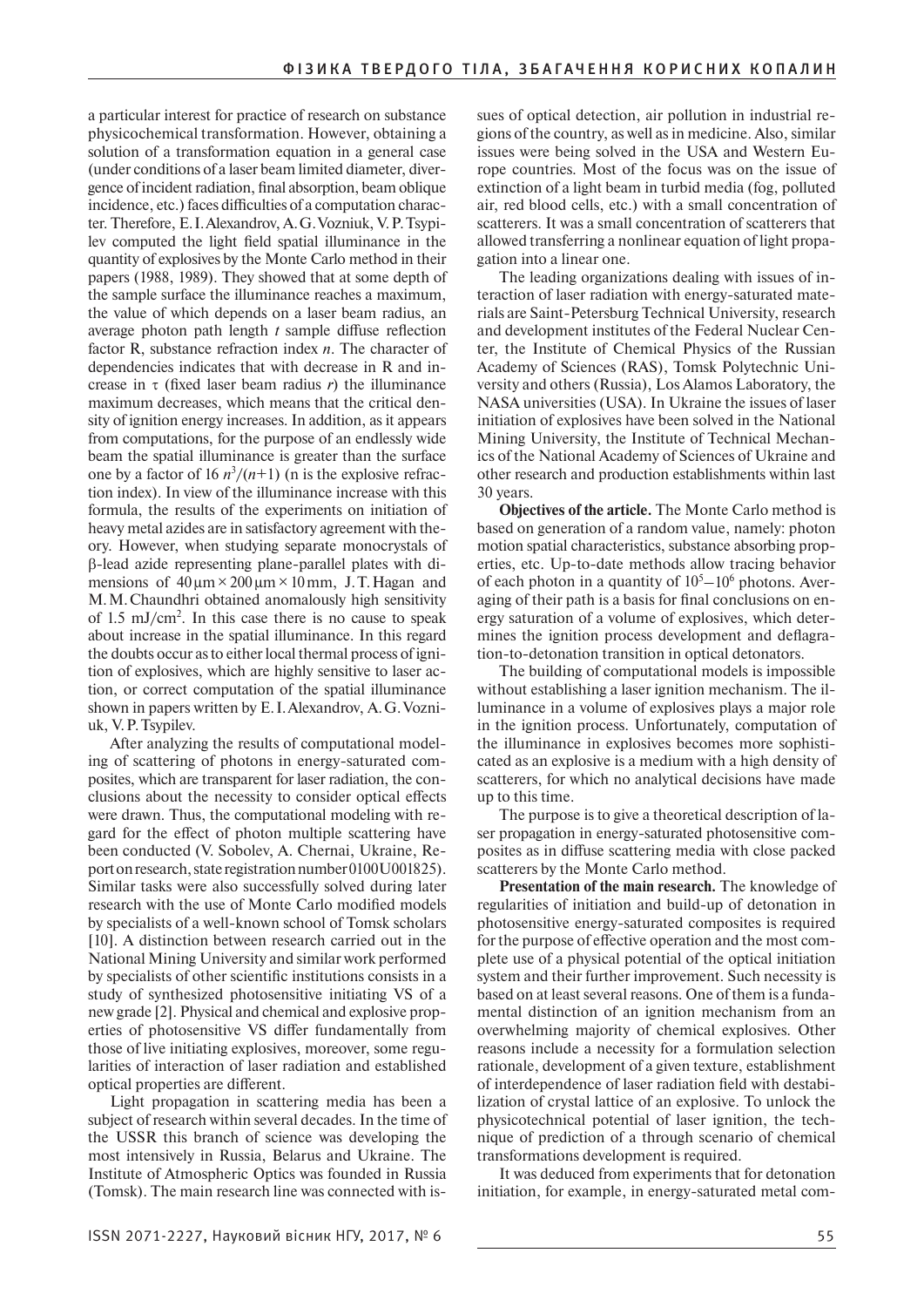a particular interest for practice of research on substance physicochemical transformation. However, obtaining a solution of a transformation equation in a general case (under conditions of a laser beam limited diameter, divergence of incident radiation, final absorption, beam oblique incidence, etc.) faces difficulties of a computation character. Therefore, E. I. Alexandrov, A. G. Vozniuk, V. P. Tsypilev computed the light field spatial illuminance in the quantity of explosives by the Monte Carlo method in their papers (1988, 1989). They showed that at some depth of the sample surface the illuminance reaches a maximum, the value of which depends on a laser beam radius, an average photon path length *t* sample diffuse reflection factor R, substance refraction index *n*. The character of dependencies indicates that with decrease in R and increase in $\tau$ (fixed laser beam radius *r*) the illuminance maximum decreases, which means that the critical density of ignition energy increases. In addition, as it appears from computations, for the purpose of an endlessly wide beam the spatial illuminance is greater than the surface one by a factor of $16\,n^3/(n+1)$ (n is the explosive refraction index). In view of the illuminance increase with this formula, the results of the experiments on initiation of heavy metal azides are in satisfactory agreement with theory. However, when studying separate monocrystals of β-lead azide representing plane-parallel plates with dimensions of $40\,\mu m \times 200\,\mu m \times 10\,mm$, J. T. Hagan and M. M. Chaundhri obtained anomalously high sensitivity of 1.5 $mJ/cm^2$. In this case there is no cause to speak about increase in the spatial illuminance. In this regard the doubts occur as to either local thermal process of ignition of explosives, which are highly sensitive to laser action, or correct computation of the spatial illuminance shown in papers written by E. I. Alexandrov, A. G. Vozniuk, V. P. Tsypilev.

After analyzing the results of computational modeling of scattering of photons in energy-saturated composites, which are transparent for laser radiation, the conclusions about the necessity to consider optical effects were drawn. Thus, the computational modeling with regard for the effect of photon multiple scattering have been conducted (V. Sobolev, A. Chernai, Ukraine, Report on research, state registration number 0100U001825). Similar tasks were also successfully solved during later research with the use of Monte Carlo modified models by specialists of a well-known school of Tomsk scholars [10]. A distinction between research carried out in the National Mining University and similar work performed by specialists of other scientific institutions consists in a study of synthesized photosensitive initiating VS of a new grade [2]. Physical and chemical and explosive properties of photosensitive VS differ fundamentally from those of live initiating explosives, moreover, some regularities of interaction of laser radiation and established optical properties are different.

Light propagation in scattering media has been a subject of research within several decades. In the time of the USSR this branch of science was developing the most intensively in Russia, Belarus and Ukraine. The Institute of Atmospheric Optics was founded in Russia (Tomsk). The main research line was connected with issues of optical detection, air pollution in industrial regions of the country, as well as in medicine. Also, similar issues were being solved in the USA and Western Europe countries. Most of the focus was on the issue of extinction of a light beam in turbid media (fog, polluted air, red blood cells, etc.) with a small concentration of scatterers. It was a small concentration of scatterers that allowed transferring a nonlinear equation of light propagation into a linear one.

The leading organizations dealing with issues of interaction of laser radiation with energy-saturated materials are Saint-Petersburg Technical University, research and development institutes of the Federal Nuclear Center, the Institute of Chemical Physics of the Russian Academy of Sciences (RAS), Tomsk Polytechnic University and others (Russia), Los Alamos Laboratory, the NASA universities (USA). In Ukraine the issues of laser initiation of explosives have been solved in the National Mining University, the Institute of Technical Mechanics of the National Academy of Sciences of Ukraine and other research and production establishments within last 30 years.

**Objectives of the article.** The Monte Carlo method is based on generation of a random value, namely: photon motion spatial characteristics, substance absorbing properties, etc. Up-to-date methods allow tracing behavior of each photon in a quantity of $10^5$–$10^6$ photons. Averaging of their path is a basis for final conclusions on energy saturation of a volume of explosives, which determines the ignition process development and deflagration-to-detonation transition in optical detonators.

The building of computational models is impossible without establishing a laser ignition mechanism. The illuminance in a volume of explosives plays a major role in the ignition process. Unfortunately, computation of the illuminance in explosives becomes more sophisticated as an explosive is a medium with a high density of scatterers, for which no analytical decisions have made up to this time.

The purpose is to give a theoretical description of laser propagation in energy-saturated photosensitive composites as in diffuse scattering media with close packed scatterers by the Monte Carlo method.

**Presentation of the main research.** The knowledge of regularities of initiation and build-up of detonation in photosensitive energy-saturated composites is required for the purpose of effective operation and the most complete use of a physical potential of the optical initiation system and their further improvement. Such necessity is based on at least several reasons. One of them is a fundamental distinction of an ignition mechanism from an overwhelming majority of chemical explosives. Other reasons include a necessity for a formulation selection rationale, development of a given texture, establishment of interdependence of laser radiation field with destabilization of crystal lattice of an explosive. To unlock the physicotechnical potential of laser ignition, the technique of prediction of a through scenario of chemical transformations development is required.

It was deduced from experiments that for detonation initiation, for example, in energy-saturated metal com-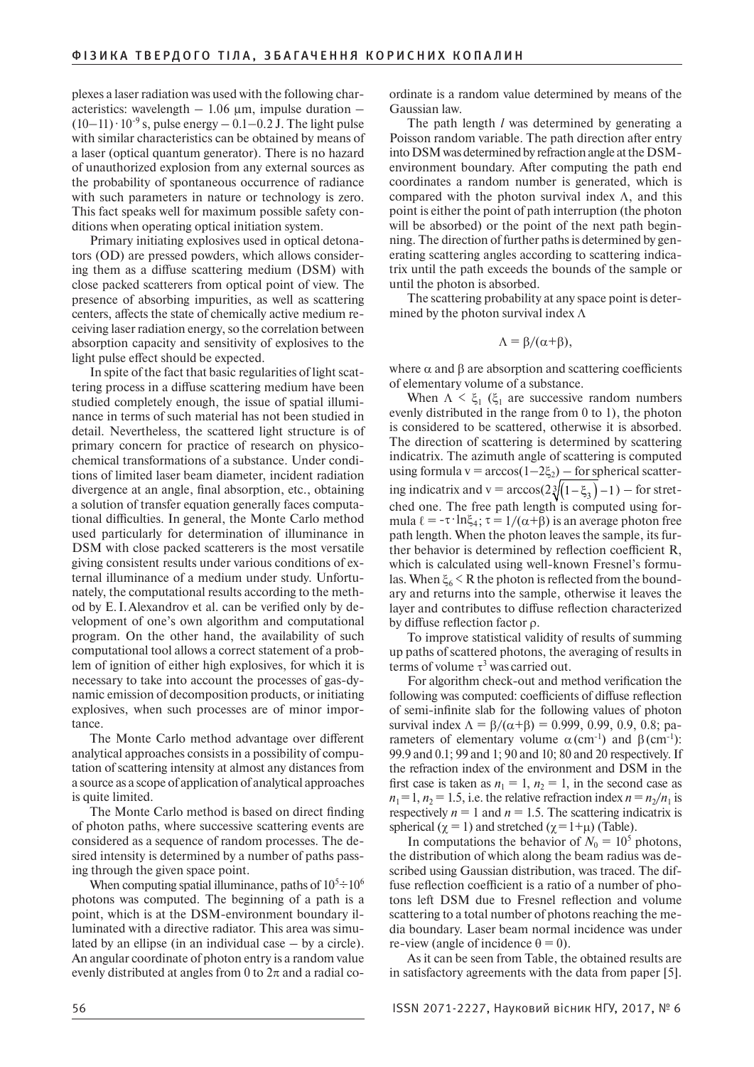plexes a laser radiation was used with the following characteristics: wavelength – 1.06 μm, impulse duration – $(10-11) \cdot 10^{-9}$ s, pulse energy – 0.1–0.2 J. The light pulse with similar characteristics can be obtained by means of a laser (optical quantum generator). There is no hazard of unauthorized explosion from any external sources as the probability of spontaneous occurrence of radiance with such parameters in nature or technology is zero. This fact speaks well for maximum possible safety conditions when operating optical initiation system.

Primary initiating explosives used in optical detonators (OD) are pressed powders, which allows considering them as a diffuse scattering medium (DSM) with close packed scatterers from optical point of view. The presence of absorbing impurities, as well as scattering centers, affects the state of chemically active medium receiving laser radiation energy, so the correlation between absorption capacity and sensitivity of explosives to the light pulse effect should be expected.

In spite of the fact that basic regularities of light scattering process in a diffuse scattering medium have been studied completely enough, the issue of spatial illuminance in terms of such material has not been studied in detail. Nevertheless, the scattered light structure is of primary concern for practice of research on physicochemical transformations of a substance. Under conditions of limited laser beam diameter, incident radiation divergence at an angle, final absorption, etc., obtaining a solution of transfer equation generally faces computational difficulties. In general, the Monte Carlo method used particularly for determination of illuminance in DSM with close packed scatterers is the most versatile giving consistent results under various conditions of external illuminance of a medium under study. Unfortunately, the computational results according to the method by E. I. Alexandrov et al. can be verified only by development of one's own algorithm and computational program. On the other hand, the availability of such computational tool allows a correct statement of a problem of ignition of either high explosives, for which it is necessary to take into account the processes of gas-dynamic emission of decomposition products, or initiating explosives, when such processes are of minor importance.

The Monte Carlo method advantage over different analytical approaches consists in a possibility of computation of scattering intensity at almost any distances from a source as a scope of application of analytical approaches is quite limited.

The Monte Carlo method is based on direct finding of photon paths, where successive scattering events are considered as a sequence of random processes. The desired intensity is determined by a number of paths passing through the given space point.

When computing spatial illuminance, paths of $10^5 \div 10^6$ photons was computed. The beginning of a path is a point, which is at the DSM-environment boundary illuminated with a directive radiator. This area was simulated by an ellipse (in an individual case – by a circle). An angular coordinate of photon entry is a random value evenly distributed at angles from 0 to $2\pi$ and a radial coordinate is a random value determined by means of the Gaussian law.

The path length $l$ was determined by generating a Poisson random variable. The path direction after entry into DSM was determined by refraction angle at the DSM-environment boundary. After computing the path end coordinates a random number is generated, which is compared with the photon survival index $\Lambda$, and this point is either the point of path interruption (the photon will be absorbed) or the point of the next path beginning. The direction of further paths is determined by generating scattering angles according to scattering indicatrix until the path exceeds the bounds of the sample or until the photon is absorbed.

The scattering probability at any space point is determined by the photon survival index $\Lambda$

$$\Lambda = \beta/(\alpha+\beta),$$

where $\alpha$ and $\beta$ are absorption and scattering coefficients of elementary volume of a substance.

When $\Lambda < \xi_1$ ($\xi_1$ are successive random numbers evenly distributed in the range from 0 to 1), the photon is considered to be scattered, otherwise it is absorbed. The direction of scattering is determined by scattering indicatrix. The azimuth angle of scattering is computed using formula $\nu = \arccos(1-2\xi_2)$ – for spherical scattering indicatrix and $\nu = \arccos(2\sqrt[3]{(1-\xi_3)}-1)$ – for stretched one. The free path length is computed using formula $\ell = -\tau \cdot \ln\xi_4$; $\tau = 1/(\alpha+\beta)$ is an average photon free path length. When the photon leaves the sample, its further behavior is determined by reflection coefficient R, which is calculated using well-known Fresnel's formulas. When $\xi_6 < R$ the photon is reflected from the boundary and returns into the sample, otherwise it leaves the layer and contributes to diffuse reflection characterized by diffuse reflection factor $\rho$.

To improve statistical validity of results of summing up paths of scattered photons, the averaging of results in terms of volume $\tau^3$ was carried out.

For algorithm check-out and method verification the following was computed: coefficients of diffuse reflection of semi-infinite slab for the following values of photon survival index $\Lambda = \beta/(\alpha+\beta) = 0.999$, 0.99, 0.9, 0.8; parameters of elementary volume $\alpha$ (cm$^{-1}$) and $\beta$ (cm$^{-1}$): 99.9 and 0.1; 99 and 1; 90 and 10; 80 and 20 respectively. If the refraction index of the environment and DSM in the first case is taken as $n_1 = 1$, $n_2 = 1$, in the second case as $n_1 = 1$, $n_2 = 1.5$, i.e. the relative refraction index $n = n_2/n_1$ is respectively $n = 1$ and $n = 1.5$. The scattering indicatrix is spherical ($\chi = 1$) and stretched ($\chi = 1+\mu$) (Table).

In computations the behavior of $N_0 = 10^5$ photons, the distribution of which along the beam radius was described using Gaussian distribution, was traced. The diffuse reflection coefficient is a ratio of a number of photons left DSM due to Fresnel reflection and volume scattering to a total number of photons reaching the media boundary. Laser beam normal incidence was under re-view (angle of incidence $\theta = 0$).

As it can be seen from Table, the obtained results are in satisfactory agreements with the data from paper [5].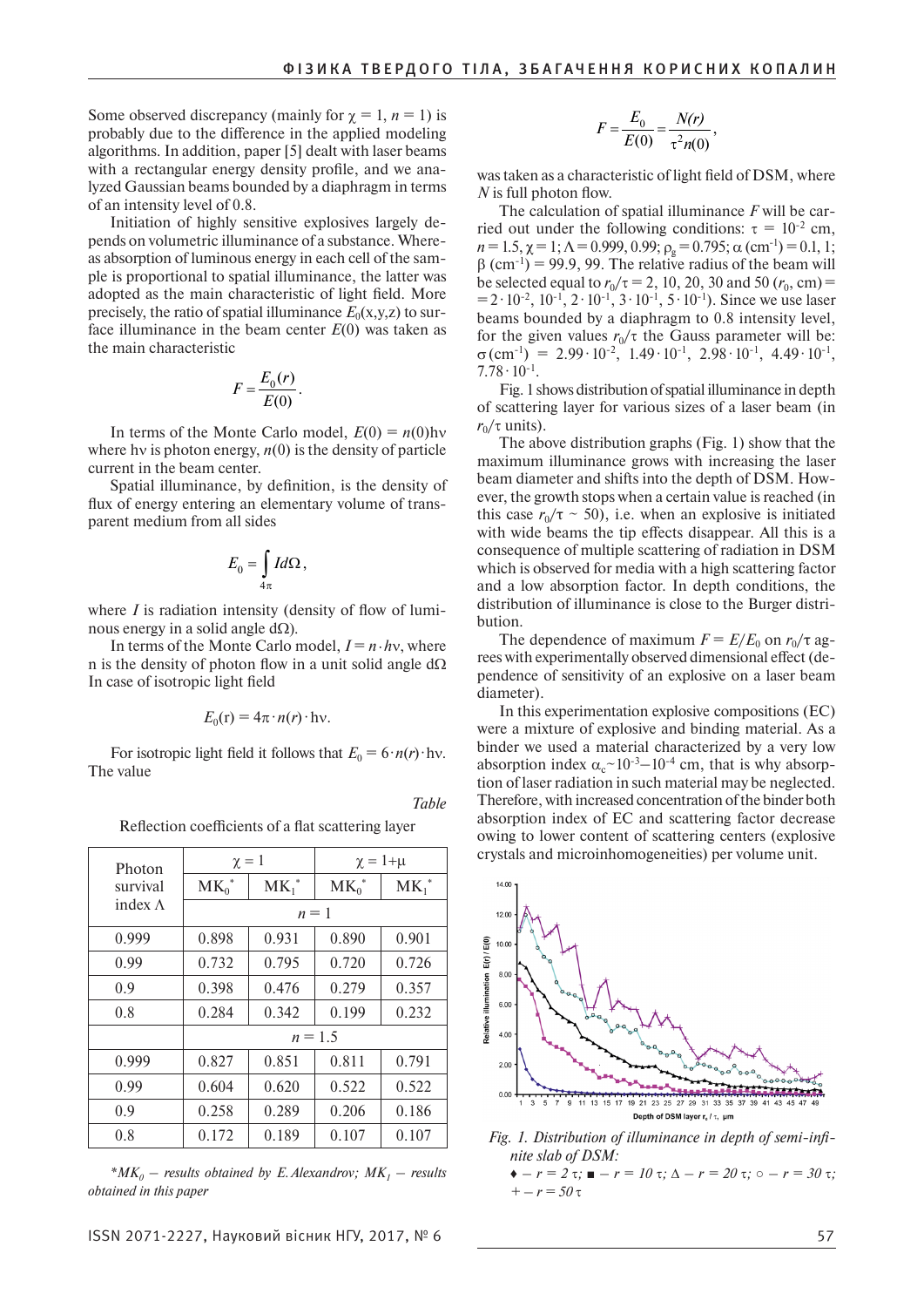Some observed discrepancy (mainly for $\chi = 1$, $n = 1$) is probably due to the difference in the applied modeling algorithms. In addition, paper [5] dealt with laser beams with a rectangular energy density profile, and we analyzed Gaussian beams bounded by a diaphragm in terms of an intensity level of 0.8.

Initiation of highly sensitive explosives largely depends on volumetric illuminance of a substance. Whereas absorption of luminous energy in each cell of the sample is proportional to spatial illuminance, the latter was adopted as the main characteristic of light field. More precisely, the ratio of spatial illuminance $E_0(x,y,z)$ to surface illuminance in the beam center $E(0)$ was taken as the main characteristic

$$F = \frac{E_0(r)}{E(0)}.$$

In terms of the Monte Carlo model, $E(0) = n(0)h\nu$ where $h\nu$ is photon energy, $n(0)$ is the density of particle current in the beam center.

Spatial illuminance, by definition, is the density of flux of energy entering an elementary volume of transparent medium from all sides

$$E_0 = \int_{4\pi} I d\Omega,$$

where $I$ is radiation intensity (density of flow of luminous energy in a solid angle $d\Omega$).

In terms of the Monte Carlo model, $I = n \cdot h\nu$, where n is the density of photon flow in a unit solid angle $d\Omega$ In case of isotropic light field

$$E_0(r) = 4\pi \cdot n(r) \cdot h\nu.$$

For isotropic light field it follows that $E_0 = 6 \cdot n(r) \cdot h\nu$. The value

*Table*

Reflection coefficients of a flat scattering layer

| Photon survival index $\Lambda$ | $\chi = 1$ | | $\chi = 1+\mu$ | |
|---|---|---|---|---|
| | $MK_0^*$ | $MK_1^*$ | $MK_0^*$ | $MK_1^*$ |
| | $n = 1$ | | | |
| 0.999 | 0.898 | 0.931 | 0.890 | 0.901 |
| 0.99 | 0.732 | 0.795 | 0.720 | 0.726 |
| 0.9 | 0.398 | 0.476 | 0.279 | 0.357 |
| 0.8 | 0.284 | 0.342 | 0.199 | 0.232 |
| | $n = 1.5$ | | | |
| 0.999 | 0.827 | 0.851 | 0.811 | 0.791 |
| 0.99 | 0.604 | 0.620 | 0.522 | 0.522 |
| 0.9 | 0.258 | 0.289 | 0.206 | 0.186 |
| 0.8 | 0.172 | 0.189 | 0.107 | 0.107 |

*$^*MK_0$ – results obtained by E. Alexandrov; $MK_1$ – results obtained in this paper*

$$F = \frac{E_0}{E(0)} = \frac{N(r)}{\tau^2 n(0)},$$

was taken as a characteristic of light field of DSM, where $N$ is full photon flow.

The calculation of spatial illuminance $F$ will be carried out under the following conditions: $\tau = 10^{-2}$ cm, $n = 1.5$, $\chi = 1$; $\Lambda = 0.999, 0.99$; $\rho_g = 0.795$; $\alpha$ (cm$^{-1}$) = 0.1, 1; $\beta$ (cm$^{-1}$) = 99.9, 99. The relative radius of the beam will be selected equal to $r_0/\tau = 2$, 10, 20, 30 and 50 ($r_0$, cm) = $= 2 \cdot 10^{-2}$, $10^{-1}$, $2 \cdot 10^{-1}$, $3 \cdot 10^{-1}$, $5 \cdot 10^{-1}$). Since we use laser beams bounded by a diaphragm to 0.8 intensity level, for the given values $r_0/\tau$ the Gauss parameter will be: $\sigma$ (cm$^{-1}$) = $2.99 \cdot 10^{-2}$, $1.49 \cdot 10^{-1}$, $2.98 \cdot 10^{-1}$, $4.49 \cdot 10^{-1}$, $7.78 \cdot 10^{-1}$.

Fig. 1 shows distribution of spatial illuminance in depth of scattering layer for various sizes of a laser beam (in $r_0/\tau$ units).

The above distribution graphs (Fig. 1) show that the maximum illuminance grows with increasing the laser beam diameter and shifts into the depth of DSM. However, the growth stops when a certain value is reached (in this case $r_0/\tau \sim 50$), i.e. when an explosive is initiated with wide beams the tip effects disappear. All this is a consequence of multiple scattering of radiation in DSM which is observed for media with a high scattering factor and a low absorption factor. In depth conditions, the distribution of illuminance is close to the Burger distribution.

The dependence of maximum $F = E/E_0$ on $r_0/\tau$ agrees with experimentally observed dimensional effect (dependence of sensitivity of an explosive on a laser beam diameter).

In this experimentation explosive compositions (EC) were a mixture of explosive and binding material. As a binder we used a material characterized by a very low absorption index $\alpha_c \sim 10^{-3}$–$10^{-4}$ cm, that is why absorption of laser radiation in such material may be neglected. Therefore, with increased concentration of the binder both absorption index of EC and scattering factor decrease owing to lower content of scattering centers (explosive crystals and microinhomogeneities) per volume unit.

*Fig. 1. Distribution of illuminance in depth of semi-infinite slab of DSM:*

*♦ – $r = 2\,\tau$; ■ – $r = 10\,\tau$; Δ – $r = 20\,\tau$; ○ – $r = 30\,\tau$; + – $r = 50\,\tau$*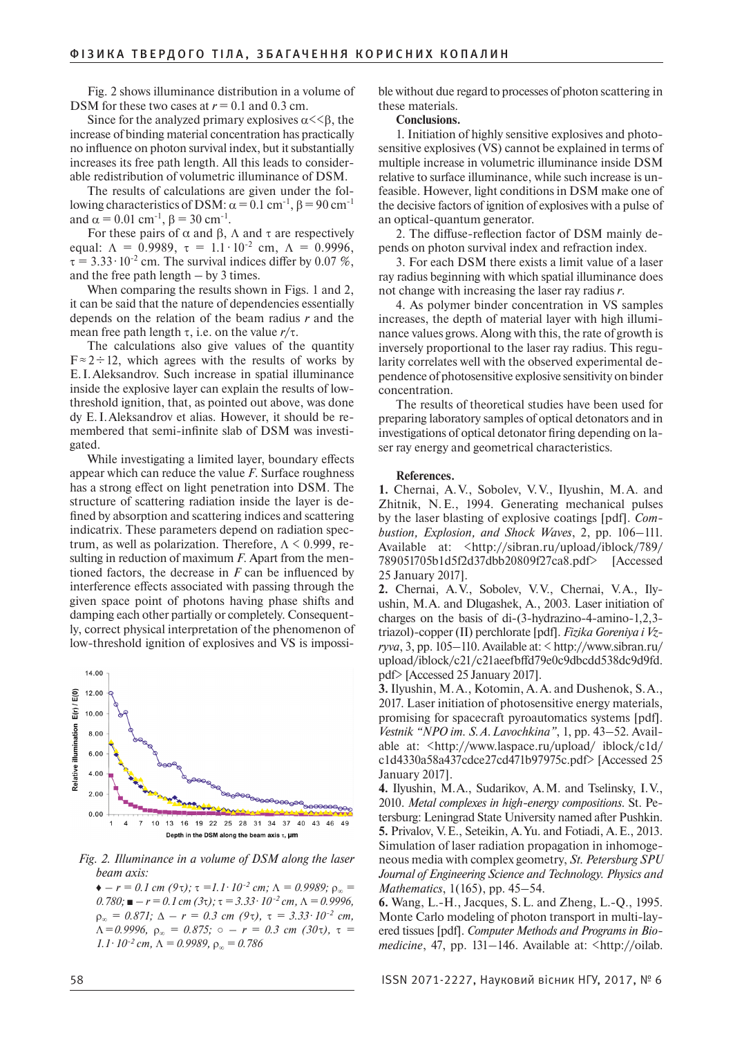Fig. 2 shows illuminance distribution in a volume of DSM for these two cases at $r = 0.1$ and 0.3 cm.

Since for the analyzed primary explosives $\alpha << \beta$, the increase of binding material concentration has practically no influence on photon survival index, but it substantially increases its free path length. All this leads to considerable redistribution of volumetric illuminance of DSM.

The results of calculations are given under the following characteristics of DSM: $\alpha = 0.1$ cm$^{-1}$, $\beta = 90$ cm$^{-1}$ and $\alpha = 0.01$ cm$^{-1}$, $\beta = 30$ cm$^{-1}$.

For these pairs of $\alpha$ and $\beta$, $\Lambda$ and $\tau$ are respectively equal: $\Lambda = 0.9989$, $\tau = 1.1 \cdot 10^{-2}$ cm, $\Lambda = 0.9996$, $\tau = 3.33 \cdot 10^{-2}$ cm. The survival indices differ by 0.07 %, and the free path length – by 3 times.

When comparing the results shown in Figs. 1 and 2, it can be said that the nature of dependencies essentially depends on the relation of the beam radius $r$ and the mean free path length $\tau$, i.e. on the value $r/\tau$.

The calculations also give values of the quantity $F \approx 2 \div 12$, which agrees with the results of works by E. I. Aleksandrov. Such increase in spatial illuminance inside the explosive layer can explain the results of low-threshold ignition, that, as pointed out above, was done dy E. I. Aleksandrov et alias. However, it should be remembered that semi-infinite slab of DSM was investigated.

While investigating a limited layer, boundary effects appear which can reduce the value $F$. Surface roughness has a strong effect on light penetration into DSM. The structure of scattering radiation inside the layer is defined by absorption and scattering indices and scattering indicatrix. These parameters depend on radiation spectrum, as well as polarization. Therefore, $\Lambda < 0.999$, resulting in reduction of maximum $F$. Apart from the mentioned factors, the decrease in $F$ can be influenced by interference effects associated with passing through the given space point of photons having phase shifts and damping each other partially or completely. Consequently, correct physical interpretation of the phenomenon of low-threshold ignition of explosives and VS is impossible without due regard to processes of photon scattering in these materials.

*Fig. 2. Illuminance in a volume of DSM along the laser beam axis:*

*♦ – $r = 0.1$ cm ($9\tau$); $\tau = 1.1 \cdot 10^{-2}$ cm; $\Lambda = 0.9989$; $\rho_\infty = 0.780$; ■ – $r = 0.1$ cm ($3\tau$); $\tau = 3.33 \cdot 10^{-2}$ cm, $\Lambda = 0.9996$, $\rho_\infty = 0.871$; Δ – $r = 0.3$ cm ($9\tau$), $\tau = 3.33 \cdot 10^{-2}$ cm, $\Lambda = 0.9996$, $\rho_\infty = 0.875$; ○ – $r = 0.3$ cm ($30\tau$), $\tau = 1.1 \cdot 10^{-2}$ cm, $\Lambda = 0.9989$, $\rho_\infty = 0.786$*

**Conclusions.**

1. Initiation of highly sensitive explosives and photosensitive explosives (VS) cannot be explained in terms of multiple increase in volumetric illuminance inside DSM relative to surface illuminance, while such increase is unfeasible. However, light conditions in DSM make one of the decisive factors of ignition of explosives with a pulse of an optical-quantum generator.

2. The diffuse-reflection factor of DSM mainly depends on photon survival index and refraction index.

3. For each DSM there exists a limit value of a laser ray radius beginning with which spatial illuminance does not change with increasing the laser ray radius $r$.

4. As polymer binder concentration in VS samples increases, the depth of material layer with high illuminance values grows. Along with this, the rate of growth is inversely proportional to the laser ray radius. This regularity correlates well with the observed experimental dependence of photosensitive explosive sensitivity on binder concentration.

The results of theoretical studies have been used for preparing laboratory samples of optical detonators and in investigations of optical detonator firing depending on laser ray energy and geometrical characteristics.

**References.**

**1.** Chernai, A. V., Sobolev, V. V., Ilyushin, M. A. and Zhitnik, N. E., 1994. Generating mechanical pulses by the laser blasting of explosive coatings [pdf]. *Combustion, Explosion, and Shock Waves*, 2, pp. 106–111. Available at: <http://sibran.ru/upload/iblock/789/789051705b1d5f2d37dbb20809f27ca8.pdf> [Accessed 25 January 2017].

**2.** Chernai, A. V., Sobolev, V. V., Chernai, V. A., Ilyushin, M. A. and Dlugashek, A., 2003. Laser initiation of charges on the basis of di-(3-hydrazino-4-amino-1,2,3-triazol)-copper (II) perchlorate [pdf]. *Fizika Goreniya i Vzryva*, 3, pp. 105–110. Available at: < http://www.sibran.ru/upload/iblock/c21/c21aeefbffd79e0c9dbcdd538dc9d9fd.pdf> [Accessed 25 January 2017].

**3.** Ilyushin, M. A., Kotomin, A. A. and Dushenok, S. A., 2017. Laser initiation of photosensitive energy materials, promising for spacecraft pyroautomatics systems [pdf]. *Vestnik "NPO im. S. A. Lavochkina"*, 1, pp. 43–52. Available at: <http://www.laspace.ru/upload/ iblock/c1d/c1d4330a58a437cdce27cd471b97975c.pdf> [Accessed 25 January 2017].

**4.** Ilyushin, M. A., Sudarikov, A. M. and Tselinsky, I. V., 2010. *Metal complexes in high-energy compositions*. St. Petersburg: Leningrad State University named after Pushkin.

**5.** Privalov, V. E., Seteikin, A. Yu. and Fotiadi, A. E., 2013. Simulation of laser radiation propagation in inhomogeneous media with complex geometry, *St. Petersburg SPU Journal of Engineering Science and Technology. Physics and Mathematics*, 1(165), pp. 45–54.

**6.** Wang, L.-H., Jacques, S. L. and Zheng, L.-Q., 1995. Monte Carlo modeling of photon transport in multi-layered tissues [pdf]. *Computer Methods and Programs in Biomedicine*, 47, pp. 131–146. Available at: <http://oilab.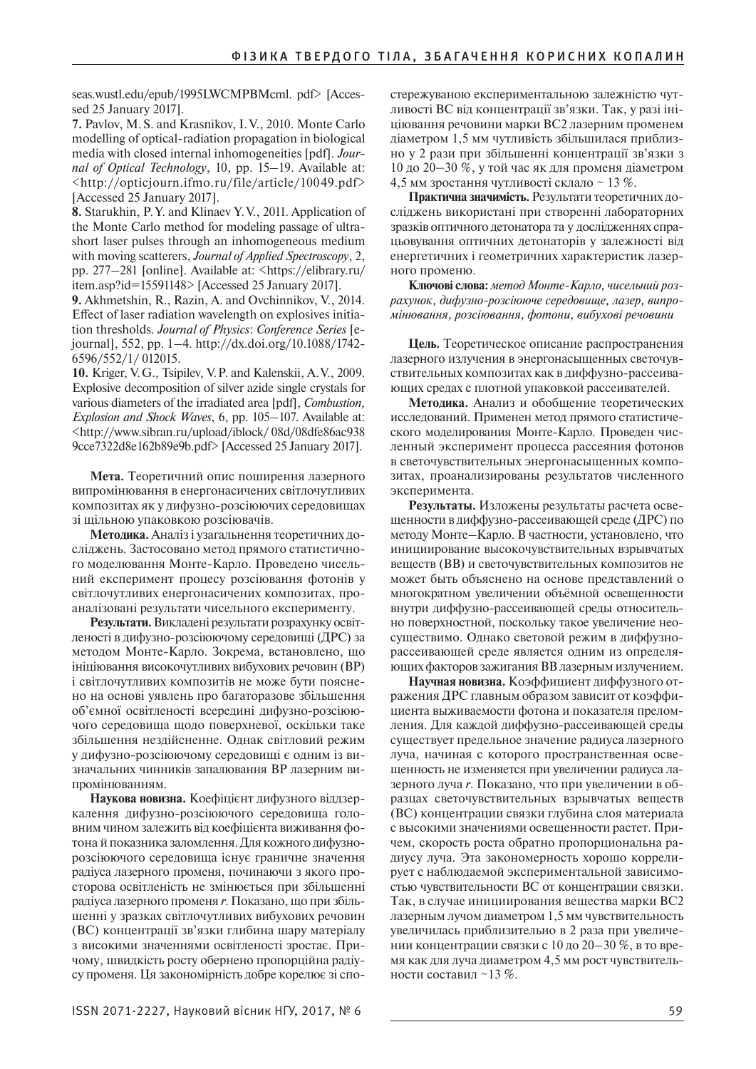seas.wustl.edu/epub/1995LWCMPBMcml. pdf> [Accessed 25 January 2017].

7. Pavlov, M. S. and Krasnikov, I. V., 2010. Monte Carlo modelling of optical-radiation propagation in biological media with closed internal inhomogeneities [pdf]. *Journal of Optical Technology*, 10, pp. 15–19. Available at: <http://opticjourn.ifmo.ru/file/article/10049.pdf> [Accessed 25 January 2017].

8. Starukhin, P. Y. and Klinaev Y. V., 2011. Application of the Monte Carlo method for modeling passage of ultrashort laser pulses through an inhomogeneous medium with moving scatterers, *Journal of Applied Spectroscopy*, 2, pp. 277–281 [online]. Available at: <https://elibrary.ru/item.asp?id=15591148> [Accessed 25 January 2017].

9. Akhmetshin, R., Razin, A. and Ovchinnikov, V., 2014. Effect of laser radiation wavelength on explosives initiation thresholds. *Journal of Physics*: *Conference Series* [e-journal], 552, pp. 1–4. http://dx.doi.org/10.1088/1742-6596/552/1/ 012015.

10. Kriger, V. G., Tsipilev, V. P. and Kalenskii, A. V., 2009. Explosive decomposition of silver azide single crystals for various diameters of the irradiated area [pdf], *Combustion, Explosion and Shock Waves*, 6, pp. 105–107. Available at: <http://www.sibran.ru/upload/iblock/ 08d/08dfe86ac9389cce7322d8e162b89e9b.pdf> [Accessed 25 January 2017].

**Мета.** Теоретичний опис поширення лазерного випромінювання в енергонасичених світлочутливих композитах як у дифузно-розсіюючих середовищах зі щільною упаковкою розсіювачів.

**Методика.** Аналіз і узагальнення теоретичних досліджень. Застосовано метод прямого статистичного моделювання Монте-Карло. Проведено чисельний експеримент процесу розсіювання фотонів у світлочутливих енергонасичених композитах, проаналізовані результати чисельного експерименту.

**Результати.** Викладені результати розрахунку освітленості в дифузно-розсіюючому середовищі (ДРС) за методом Монте-Карло. Зокрема, встановлено, що ініціювання високочутливих вибухових речовин (ВР) і світлочутливих композитів не може бути пояснено на основі уявлень про багаторазове збільшення об'ємної освітленості всередині дифузно-розсіюючого середовища щодо поверхневої, оскільки таке збільшення нездійсненне. Однак світловий режим у дифузно-розсіюючому середовищі є одним із визначальних чинників запалювання ВР лазерним випромінюванням.

**Наукова новизна.** Коефіцієнт дифузного віддзеркалення дифузно-розсіюючого середовища головним чином залежить від коефіцієнта виживання фотона й показника заломлення. Для кожного дифузно-розсіюючого середовища існує граничне значення радіуса лазерного променя, починаючи з якого просторова освітленість не змінюється при збільшенні радіуса лазерного променя $r$. Показано, що при збільшенні в зразках світлочутливих вибухових речовин (ВС) концентрації зв'язки глибина шару матеріалу з високими значеннями освітленості зростає. Причому, швидкість росту обернено пропорційна радіусу променя. Ця закономірність добре корелює зі спостережуваною експериментальною залежністю чутливості ВС від концентрації зв'язки. Так, у разі ініціювання речовини марки ВС2 лазерним променем діаметром 1,5 мм чутливість збільшилася приблизно у 2 рази при збільшенні концентрації зв'язки з 10 до 20–30 %, у той час як для променя діаметром 4,5 мм зростання чутливості склало ~ 13 %.

**Практична значимість.** Результати теоретичних досліджень використані при створенні лабораторних зразків оптичного детонатора та у дослідженнях спрацьовування оптичних детонаторів у залежності від енергетичних і геометричних характеристик лазерного променю.

**Ключові слова:** *метод Монте-Карло, чисельний розрахунок, дифузно-розсіююче середовище, лазер, випромінювання, розсіювання, фотони, вибухові речовини*

**Цель.** Теоретическое описание распространения лазерного излучения в энергонасыщенных светочувствительных композитах как в диффузно-рассеивающих средах с плотной упаковкой рассеивателей.

**Методика.** Анализ и обобщение теоретических исследований. Применен метод прямого статистического моделирования Монте-Карло. Проведен численный эксперимент процесса рассеяния фотонов в светочувствительных энергонасыщенных композитах, проанализированы результатов численного эксперимента.

**Результаты.** Изложены результаты расчета освещенности в диффузно-рассеивающей среде (ДРС) по методу Монте–Карло. В частности, установлено, что инициирование высокочувствительных взрывчатых веществ (ВВ) и светочувствительных композитов не может быть объяснено на основе представлений о многократном увеличении объёмной освещенности внутри диффузно-рассеивающей среды относительно поверхностной, поскольку такое увеличение неосуществимо. Однако световой режим в диффузно-рассеивающей среде является одним из определяющих факторов зажигания ВВ лазерным излучением.

**Научная новизна.** Коэффициент диффузного отражения ДРС главным образом зависит от коэффициента выживаемости фотона и показателя преломления. Для каждой диффузно-рассеивающей среды существует предельное значение радиуса лазерного луча, начиная с которого пространственная освещенность не изменяется при увеличении радиуса лазерного луча $r$. Показано, что при увеличении в образцах светочувствительных взрывчатых веществ (ВС) концентрации связки глубина слоя материала с высокими значениями освещенности растет. Причем, скорость роста обратно пропорциональна радиусу луча. Эта закономерность хорошо коррелирует с наблюдаемой экспериментальной зависимостью чувствительности ВС от концентрации связки. Так, в случае инициирования вещества марки ВС2 лазерным лучом диаметром 1,5 мм чувствительность увеличилась приблизительно в 2 раза при увеличении концентрации связки с 10 до 20–30 %, в то время как для луча диаметром 4,5 мм рост чувствительности составил ~13 %.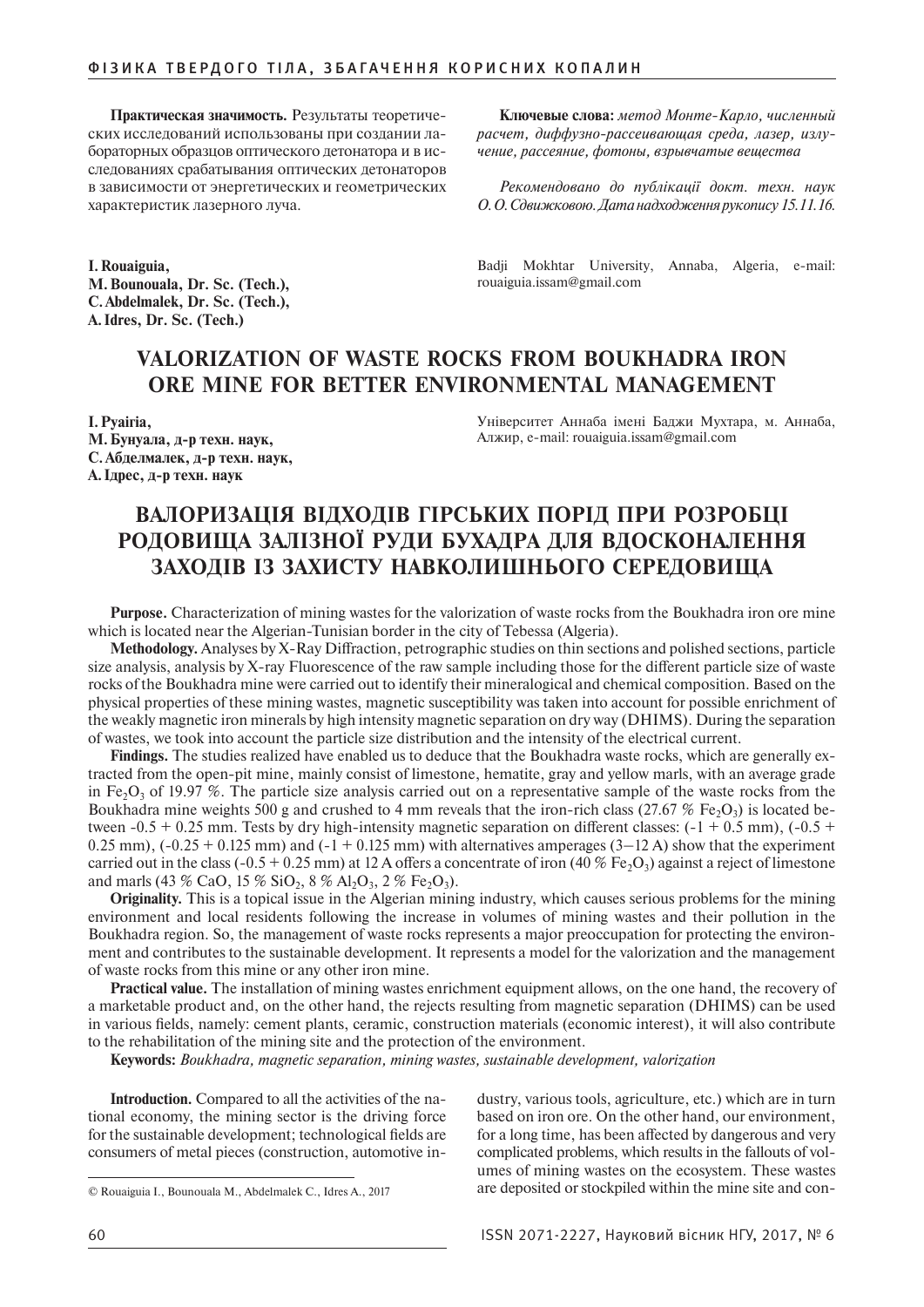**Практическая значимость.** Результаты теоретических исследований использованы при создании лабораторных образцов оптического детонатора и в исследованиях срабатывания оптических детонаторов в зависимости от энергетических и геометрических характеристик лазерного луча.

**Ключевые слова:** *метод Монте-Карло, численный расчет, диффузно-рассеивающая среда, лазер, излучение, рассеяние, фотоны, взрывчатые вещества*

*Рекомендовано до публікації докт. техн. наук О.О. Сдвижковою. Дата надходження рукопису 15.11.16.*

**I. Rouaiguia,**
**M. Bounouala, Dr. Sc. (Tech.),**
**C. Abdelmalek, Dr. Sc. (Tech.),**
**A. Idres, Dr. Sc. (Tech.)**

Badji Mokhtar University, Annaba, Algeria, e-mail: rouaiguia.issam@gmail.com

# VALORIZATION OF WASTE ROCKS FROM BOUKHADRA IRON ORE MINE FOR BETTER ENVIRONMENTAL MANAGEMENT

**І. Руаігіа,**
**М. Бунуала, д-р техн. наук,**
**С. Абделмалек, д-р техн. наук,**
**А. Ідрес, д-р техн. наук**

Університет Аннаба імені Баджи Мухтара, м. Аннаба, Алжир, e-mail: rouaiguia.issam@gmail.com

# ВАЛОРИЗАЦІЯ ВІДХОДІВ ГІРСЬКИХ ПОРІД ПРИ РОЗРОБЦІ РОДОВИЩА ЗАЛІЗНОЇ РУДИ БУХАДРА ДЛЯ ВДОСКОНАЛЕННЯ ЗАХОДІВ ІЗ ЗАХИСТУ НАВКОЛИШНЬОГО СЕРЕДОВИЩА

**Purpose.** Characterization of mining wastes for the valorization of waste rocks from the Boukhadra iron ore mine which is located near the Algerian-Tunisian border in the city of Tebessa (Algeria).

**Methodology.** Analyses by X-Ray Diffraction, petrographic studies on thin sections and polished sections, particle size analysis, analysis by X-ray Fluorescence of the raw sample including those for the different particle size of waste rocks of the Boukhadra mine were carried out to identify their mineralogical and chemical composition. Based on the physical properties of these mining wastes, magnetic susceptibility was taken into account for possible enrichment of the weakly magnetic iron minerals by high intensity magnetic separation on dry way (DHIMS). During the separation of wastes, we took into account the particle size distribution and the intensity of the electrical current.

**Findings.** The studies realized have enabled us to deduce that the Boukhadra waste rocks, which are generally extracted from the open-pit mine, mainly consist of limestone, hematite, gray and yellow marls, with an average grade in $Fe_2O_3$ of 19.97 %. The particle size analysis carried out on a representative sample of the waste rocks from the Boukhadra mine weights 500 g and crushed to 4 mm reveals that the iron-rich class (27.67 % $Fe_2O_3$) is located between -0.5 + 0.25 mm. Tests by dry high-intensity magnetic separation on different classes: (-1 + 0.5 mm), (-0.5 + 0.25 mm), (-0.25 + 0.125 mm) and (-1 + 0.125 mm) with alternatives amperages (3–12 A) show that the experiment carried out in the class (-0.5 + 0.25 mm) at 12 A offers a concentrate of iron (40 % $Fe_2O_3$) against a reject of limestone and marls (43 % CaO, 15 % $SiO_2$, 8 % $Al_2O_3$, 2 % $Fe_2O_3$).

**Originality.** This is a topical issue in the Algerian mining industry, which causes serious problems for the mining environment and local residents following the increase in volumes of mining wastes and their pollution in the Boukhadra region. So, the management of waste rocks represents a major preoccupation for protecting the environment and contributes to the sustainable development. It represents a model for the valorization and the management of waste rocks from this mine or any other iron mine.

**Practical value.** The installation of mining wastes enrichment equipment allows, on the one hand, the recovery of a marketable product and, on the other hand, the rejects resulting from magnetic separation (DHIMS) can be used in various fields, namely: cement plants, ceramic, construction materials (economic interest), it will also contribute to the rehabilitation of the mining site and the protection of the environment.

**Keywords:** *Boukhadra, magnetic separation, mining wastes, sustainable development, valorization*

**Introduction.** Compared to all the activities of the national economy, the mining sector is the driving force for the sustainable development; technological fields are consumers of metal pieces (construction, automotive industry, various tools, agriculture, etc.) which are in turn based on iron ore. On the other hand, our environment, for a long time, has been affected by dangerous and very complicated problems, which results in the fallouts of volumes of mining wastes on the ecosystem. These wastes are deposited or stockpiled within the mine site and con-

© Rouaiguia I., Bounouala M., Abdelmalek C., Idres A., 2017